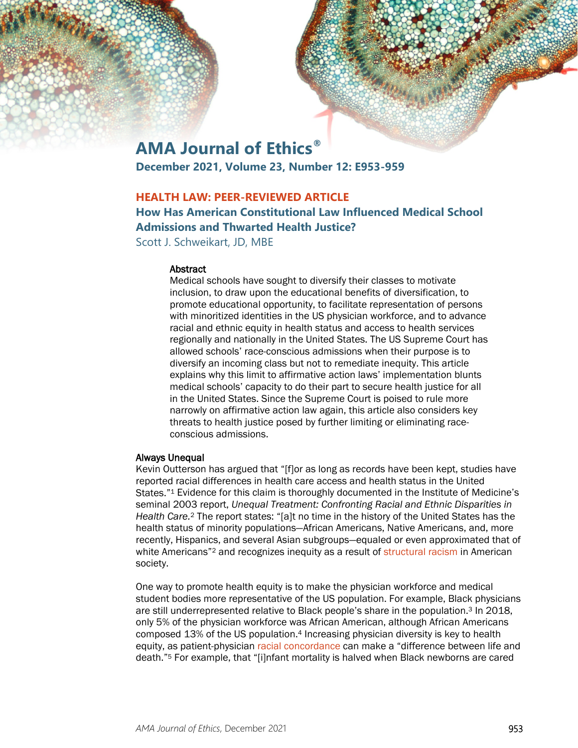# AMA Journal of Ethics®

**December 2021, Volume 23, Number 12: E953-959**

**HEALTH LAW: PEER-REVIEWED ARTICLE**

## How Has American Constitutional Law Influenced Medical School Admissions and Thwarted Health Justice?

Scott J. Schweikart, JD, MBE

### Abstract

Medical schools have sought to diversify their classes to motivate inclusion, to draw upon the educational benefits of diversification, to promote educational opportunity, to facilitate representation of persons with minoritized identities in the US physician workforce, and to advance racial and ethnic equity in health status and access to health services regionally and nationally in the United States. The US Supreme Court has allowed schools' race-conscious admissions when their purpose is to diversify an incoming class but not to remediate inequity. This article explains why this limit to affirmative action laws' implementation blunts medical schools' capacity to do their part to secure health justice for all in the United States. Since the Supreme Court is poised to rule more narrowly on affirmative action law again, this article also considers key threats to health justice posed by further limiting or eliminating race-conscious admissions.

### Always Unequal

Kevin Outterson has argued that "[f]or as long as records have been kept, studies have reported racial differences in health care access and health status in the United States."[1] Evidence for this claim is thoroughly documented in the Institute of Medicine's seminal 2003 report, *Unequal Treatment: Confronting Racial and Ethnic Disparities in Health Care.*[2] The report states: "[a]t no time in the history of the United States has the health status of minority populations—African Americans, Native Americans, and, more recently, Hispanics, and several Asian subgroups—equaled or even approximated that of white Americans"[2] and recognizes inequity as a result of structural racism in American society.

One way to promote health equity is to make the physician workforce and medical student bodies more representative of the US population. For example, Black physicians are still underrepresented relative to Black people's share in the population.[3] In 2018, only 5% of the physician workforce was African American, although African Americans composed 13% of the US population.[4] Increasing physician diversity is key to health equity, as patient-physician racial concordance can make a "difference between life and death."[5] For example, that "[i]nfant mortality is halved when Black newborns are cared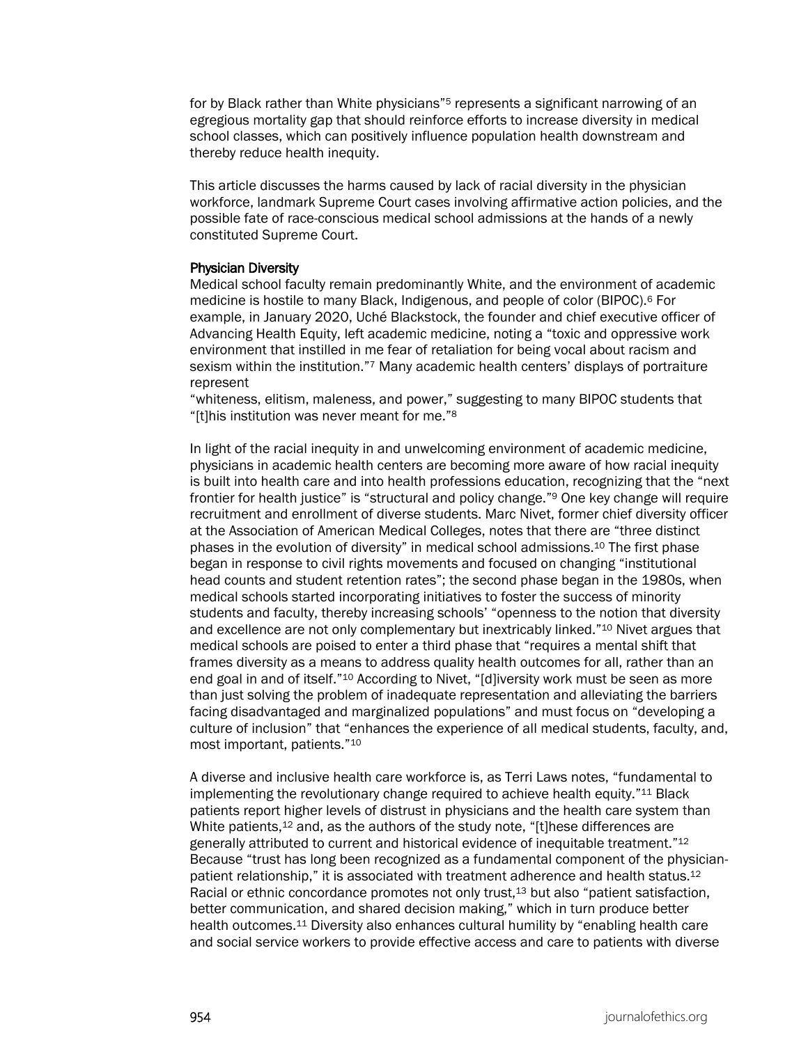for by Black rather than White physicians"[5] represents a significant narrowing of an egregious mortality gap that should reinforce efforts to increase diversity in medical school classes, which can positively influence population health downstream and thereby reduce health inequity.

This article discusses the harms caused by lack of racial diversity in the physician workforce, landmark Supreme Court cases involving affirmative action policies, and the possible fate of race-conscious medical school admissions at the hands of a newly constituted Supreme Court.

**Physician Diversity**

Medical school faculty remain predominantly White, and the environment of academic medicine is hostile to many Black, Indigenous, and people of color (BIPOC).[6] For example, in January 2020, Uché Blackstock, the founder and chief executive officer of Advancing Health Equity, left academic medicine, noting a "toxic and oppressive work environment that instilled in me fear of retaliation for being vocal about racism and sexism within the institution."[7] Many academic health centers' displays of portraiture represent "whiteness, elitism, maleness, and power," suggesting to many BIPOC students that "[t]his institution was never meant for me."[8]

In light of the racial inequity in and unwelcoming environment of academic medicine, physicians in academic health centers are becoming more aware of how racial inequity is built into health care and into health professions education, recognizing that the "next frontier for health justice" is "structural and policy change."[9] One key change will require recruitment and enrollment of diverse students. Marc Nivet, former chief diversity officer at the Association of American Medical Colleges, notes that there are "three distinct phases in the evolution of diversity" in medical school admissions.[10] The first phase began in response to civil rights movements and focused on changing "institutional head counts and student retention rates"; the second phase began in the 1980s, when medical schools started incorporating initiatives to foster the success of minority students and faculty, thereby increasing schools' "openness to the notion that diversity and excellence are not only complementary but inextricably linked."[10] Nivet argues that medical schools are poised to enter a third phase that "requires a mental shift that frames diversity as a means to address quality health outcomes for all, rather than an end goal in and of itself."[10] According to Nivet, "[d]iversity work must be seen as more than just solving the problem of inadequate representation and alleviating the barriers facing disadvantaged and marginalized populations" and must focus on "developing a culture of inclusion" that "enhances the experience of all medical students, faculty, and, most important, patients."[10]

A diverse and inclusive health care workforce is, as Terri Laws notes, "fundamental to implementing the revolutionary change required to achieve health equity."[11] Black patients report higher levels of distrust in physicians and the health care system than White patients,[12] and, as the authors of the study note, "[t]hese differences are generally attributed to current and historical evidence of inequitable treatment."[12] Because "trust has long been recognized as a fundamental component of the physician-patient relationship," it is associated with treatment adherence and health status.[12] Racial or ethnic concordance promotes not only trust,[13] but also "patient satisfaction, better communication, and shared decision making," which in turn produce better health outcomes.[11] Diversity also enhances cultural humility by "enabling health care and social service workers to provide effective access and care to patients with diverse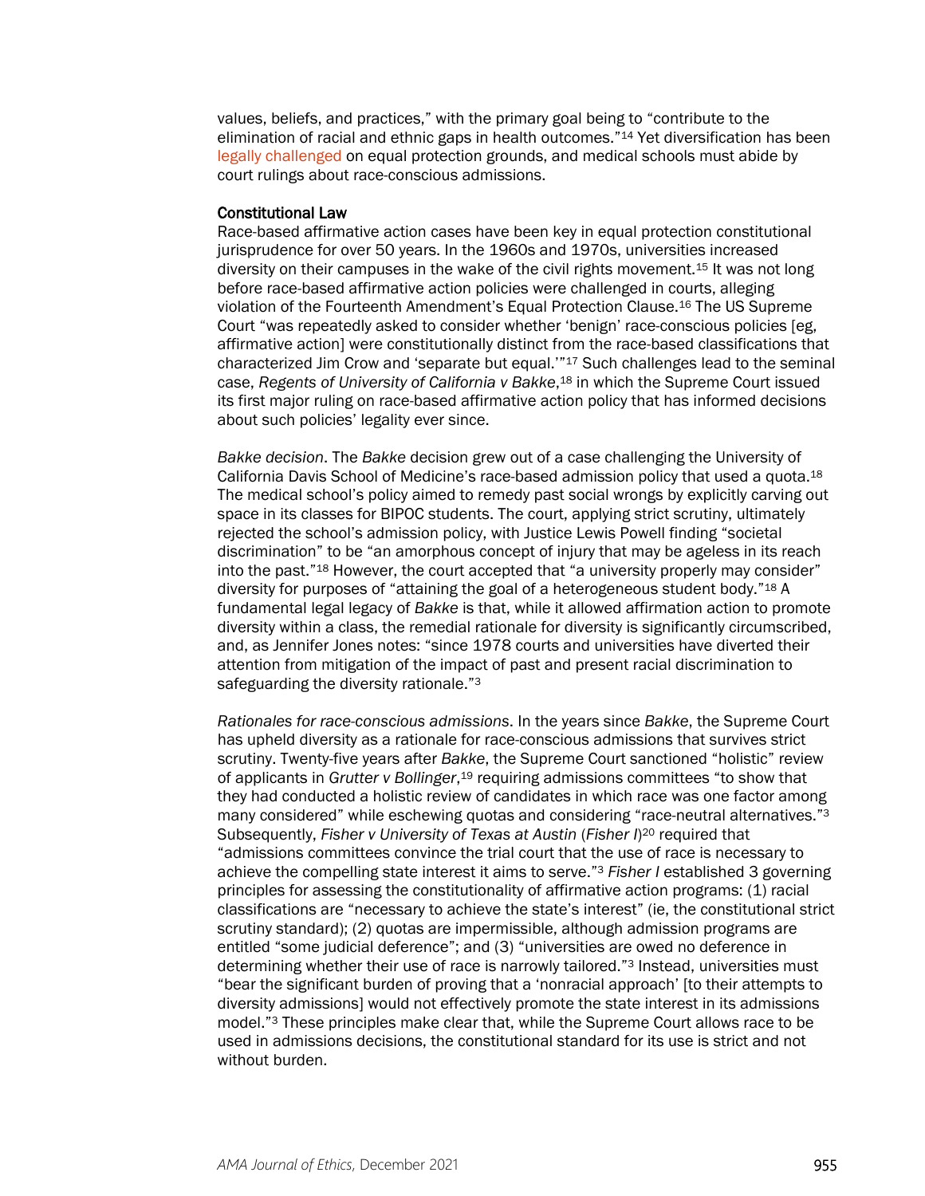values, beliefs, and practices," with the primary goal being to "contribute to the elimination of racial and ethnic gaps in health outcomes."[14] Yet diversification has been legally challenged on equal protection grounds, and medical schools must abide by court rulings about race-conscious admissions.

### Constitutional Law

Race-based affirmative action cases have been key in equal protection constitutional jurisprudence for over 50 years. In the 1960s and 1970s, universities increased diversity on their campuses in the wake of the civil rights movement.[15] It was not long before race-based affirmative action policies were challenged in courts, alleging violation of the Fourteenth Amendment's Equal Protection Clause.[16] The US Supreme Court "was repeatedly asked to consider whether 'benign' race-conscious policies [eg, affirmative action] were constitutionally distinct from the race-based classifications that characterized Jim Crow and 'separate but equal.'"[17] Such challenges lead to the seminal case, *Regents of University of California v Bakke*,[18] in which the Supreme Court issued its first major ruling on race-based affirmative action policy that has informed decisions about such policies' legality ever since.

*Bakke decision*. The *Bakke* decision grew out of a case challenging the University of California Davis School of Medicine's race-based admission policy that used a quota.[18] The medical school's policy aimed to remedy past social wrongs by explicitly carving out space in its classes for BIPOC students. The court, applying strict scrutiny, ultimately rejected the school's admission policy, with Justice Lewis Powell finding "societal discrimination" to be "an amorphous concept of injury that may be ageless in its reach into the past."[18] However, the court accepted that "a university properly may consider" diversity for purposes of "attaining the goal of a heterogeneous student body."[18] A fundamental legal legacy of *Bakke* is that, while it allowed affirmation action to promote diversity within a class, the remedial rationale for diversity is significantly circumscribed, and, as Jennifer Jones notes: "since 1978 courts and universities have diverted their attention from mitigation of the impact of past and present racial discrimination to safeguarding the diversity rationale."[3]

*Rationales for race-conscious admissions*. In the years since *Bakke*, the Supreme Court has upheld diversity as a rationale for race-conscious admissions that survives strict scrutiny. Twenty-five years after *Bakke*, the Supreme Court sanctioned "holistic" review of applicants in *Grutter v Bollinger*,[19] requiring admissions committees "to show that they had conducted a holistic review of candidates in which race was one factor among many considered" while eschewing quotas and considering "race-neutral alternatives."[3] Subsequently, *Fisher v University of Texas at Austin* (*Fisher I*)[20] required that "admissions committees convince the trial court that the use of race is necessary to achieve the compelling state interest it aims to serve."[3] *Fisher I* established 3 governing principles for assessing the constitutionality of affirmative action programs: (1) racial classifications are "necessary to achieve the state's interest" (ie, the constitutional strict scrutiny standard); (2) quotas are impermissible, although admission programs are entitled "some judicial deference"; and (3) "universities are owed no deference in determining whether their use of race is narrowly tailored."[3] Instead, universities must "bear the significant burden of proving that a 'nonracial approach' [to their attempts to diversity admissions] would not effectively promote the state interest in its admissions model."[3] These principles make clear that, while the Supreme Court allows race to be used in admissions decisions, the constitutional standard for its use is strict and not without burden.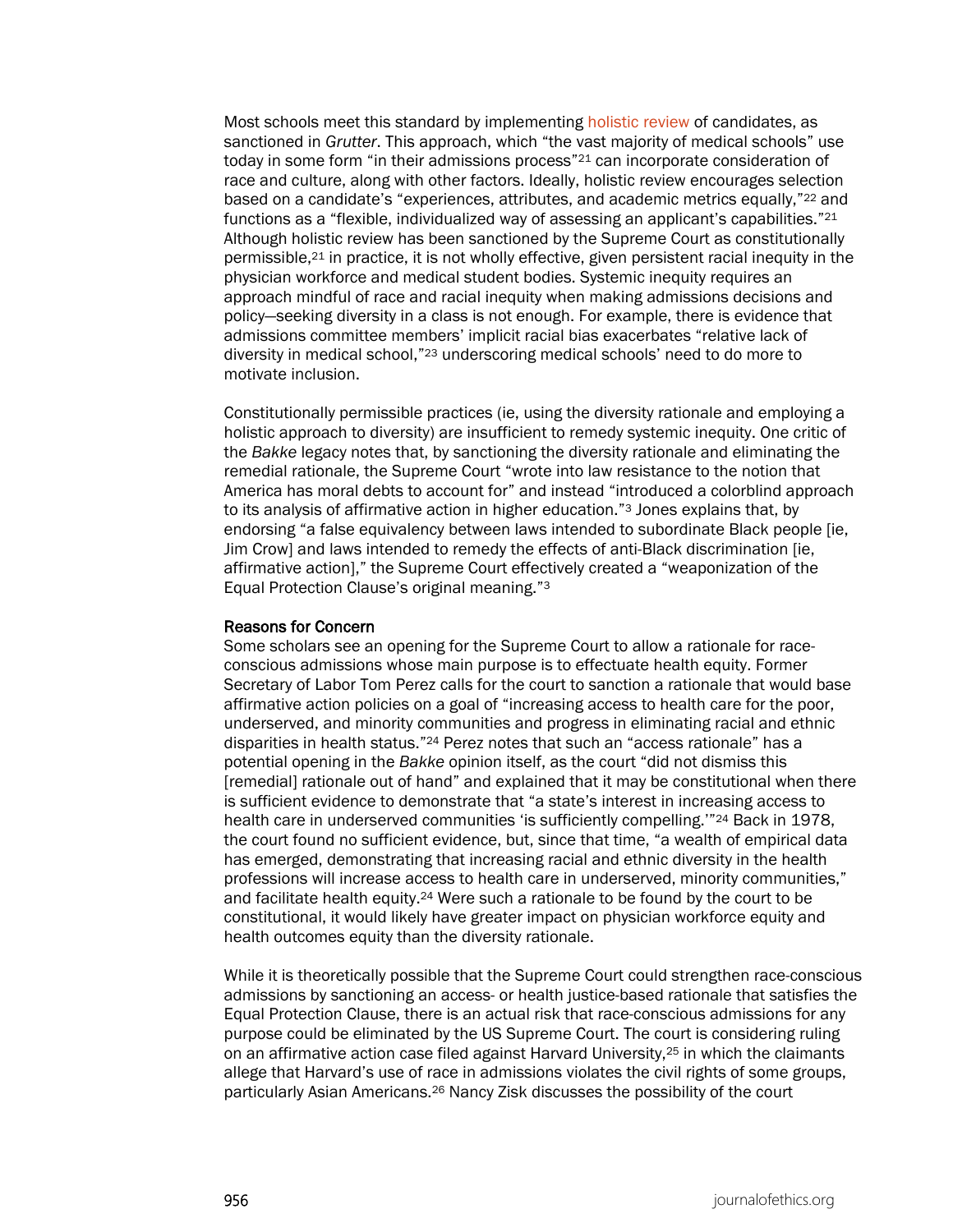Most schools meet this standard by implementing holistic review of candidates, as sanctioned in *Grutter*. This approach, which "the vast majority of medical schools" use today in some form "in their admissions process"[21] can incorporate consideration of race and culture, along with other factors. Ideally, holistic review encourages selection based on a candidate's "experiences, attributes, and academic metrics equally,"[22] and functions as a "flexible, individualized way of assessing an applicant's capabilities."[21] Although holistic review has been sanctioned by the Supreme Court as constitutionally permissible,[21] in practice, it is not wholly effective, given persistent racial inequity in the physician workforce and medical student bodies. Systemic inequity requires an approach mindful of race and racial inequity when making admissions decisions and policy—seeking diversity in a class is not enough. For example, there is evidence that admissions committee members' implicit racial bias exacerbates "relative lack of diversity in medical school,"[23] underscoring medical schools' need to do more to motivate inclusion.

Constitutionally permissible practices (ie, using the diversity rationale and employing a holistic approach to diversity) are insufficient to remedy systemic inequity. One critic of the *Bakke* legacy notes that, by sanctioning the diversity rationale and eliminating the remedial rationale, the Supreme Court "wrote into law resistance to the notion that America has moral debts to account for" and instead "introduced a colorblind approach to its analysis of affirmative action in higher education."[3] Jones explains that, by endorsing "a false equivalency between laws intended to subordinate Black people [ie, Jim Crow] and laws intended to remedy the effects of anti-Black discrimination [ie, affirmative action]," the Supreme Court effectively created a "weaponization of the Equal Protection Clause's original meaning."[3]

### Reasons for Concern

Some scholars see an opening for the Supreme Court to allow a rationale for race-conscious admissions whose main purpose is to effectuate health equity. Former Secretary of Labor Tom Perez calls for the court to sanction a rationale that would base affirmative action policies on a goal of "increasing access to health care for the poor, underserved, and minority communities and progress in eliminating racial and ethnic disparities in health status."[24] Perez notes that such an "access rationale" has a potential opening in the *Bakke* opinion itself, as the court "did not dismiss this [remedial] rationale out of hand" and explained that it may be constitutional when there is sufficient evidence to demonstrate that "a state's interest in increasing access to health care in underserved communities 'is sufficiently compelling.'"[24] Back in 1978, the court found no sufficient evidence, but, since that time, "a wealth of empirical data has emerged, demonstrating that increasing racial and ethnic diversity in the health professions will increase access to health care in underserved, minority communities," and facilitate health equity.[24] Were such a rationale to be found by the court to be constitutional, it would likely have greater impact on physician workforce equity and health outcomes equity than the diversity rationale.

While it is theoretically possible that the Supreme Court could strengthen race-conscious admissions by sanctioning an access- or health justice-based rationale that satisfies the Equal Protection Clause, there is an actual risk that race-conscious admissions for any purpose could be eliminated by the US Supreme Court. The court is considering ruling on an affirmative action case filed against Harvard University,[25] in which the claimants allege that Harvard's use of race in admissions violates the civil rights of some groups, particularly Asian Americans.[26] Nancy Zisk discusses the possibility of the court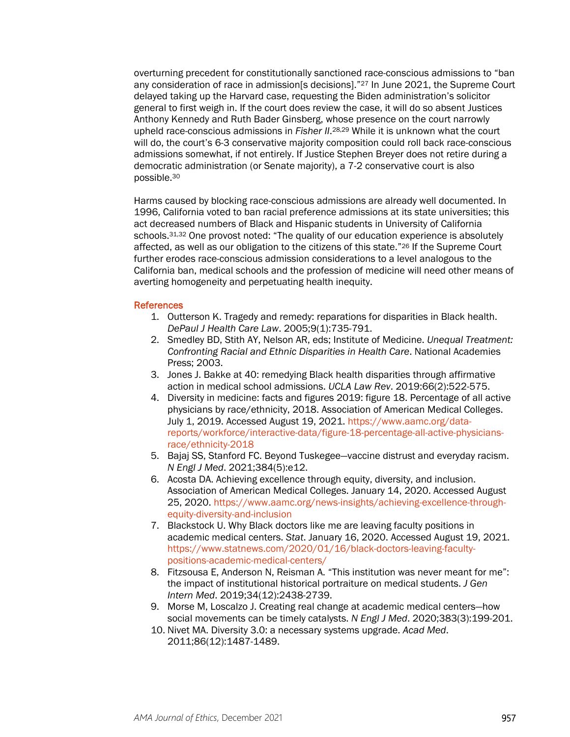overturning precedent for constitutionally sanctioned race-conscious admissions to "ban any consideration of race in admission[s decisions]."[27] In June 2021, the Supreme Court delayed taking up the Harvard case, requesting the Biden administration's solicitor general to first weigh in. If the court does review the case, it will do so absent Justices Anthony Kennedy and Ruth Bader Ginsberg, whose presence on the court narrowly upheld race-conscious admissions in *Fisher II*.[28,29] While it is unknown what the court will do, the court's 6-3 conservative majority composition could roll back race-conscious admissions somewhat, if not entirely. If Justice Stephen Breyer does not retire during a democratic administration (or Senate majority), a 7-2 conservative court is also possible.[30]

Harms caused by blocking race-conscious admissions are already well documented. In 1996, California voted to ban racial preference admissions at its state universities; this act decreased numbers of Black and Hispanic students in University of California schools.[31,32] One provost noted: "The quality of our education experience is absolutely affected, as well as our obligation to the citizens of this state."[26] If the Supreme Court further erodes race-conscious admission considerations to a level analogous to the California ban, medical schools and the profession of medicine will need other means of averting homogeneity and perpetuating health inequity.

## References

1. Outterson K. Tragedy and remedy: reparations for disparities in Black health. *DePaul J Health Care Law*. 2005;9(1):735-791.
2. Smedley BD, Stith AY, Nelson AR, eds; Institute of Medicine. *Unequal Treatment: Confronting Racial and Ethnic Disparities in Health Care*. National Academies Press; 2003.
3. Jones J. Bakke at 40: remedying Black health disparities through affirmative action in medical school admissions. *UCLA Law Rev*. 2019:66(2):522-575.
4. Diversity in medicine: facts and figures 2019: figure 18. Percentage of all active physicians by race/ethnicity, 2018. Association of American Medical Colleges. July 1, 2019. Accessed August 19, 2021. https://www.aamc.org/data-reports/workforce/interactive-data/figure-18-percentage-all-active-physicians-race/ethnicity-2018
5. Bajaj SS, Stanford FC. Beyond Tuskegee—vaccine distrust and everyday racism. *N Engl J Med*. 2021;384(5):e12.
6. Acosta DA. Achieving excellence through equity, diversity, and inclusion. Association of American Medical Colleges. January 14, 2020. Accessed August 25, 2020. https://www.aamc.org/news-insights/achieving-excellence-through-equity-diversity-and-inclusion
7. Blackstock U. Why Black doctors like me are leaving faculty positions in academic medical centers. *Stat*. January 16, 2020. Accessed August 19, 2021. https://www.statnews.com/2020/01/16/black-doctors-leaving-faculty-positions-academic-medical-centers/
8. Fitzsousa E, Anderson N, Reisman A. "This institution was never meant for me": the impact of institutional historical portraiture on medical students. *J Gen Intern Med*. 2019;34(12):2438-2739.
9. Morse M, Loscalzo J. Creating real change at academic medical centers—how social movements can be timely catalysts. *N Engl J Med*. 2020;383(3):199-201.
10. Nivet MA. Diversity 3.0: a necessary systems upgrade. *Acad Med*. 2011;86(12):1487-1489.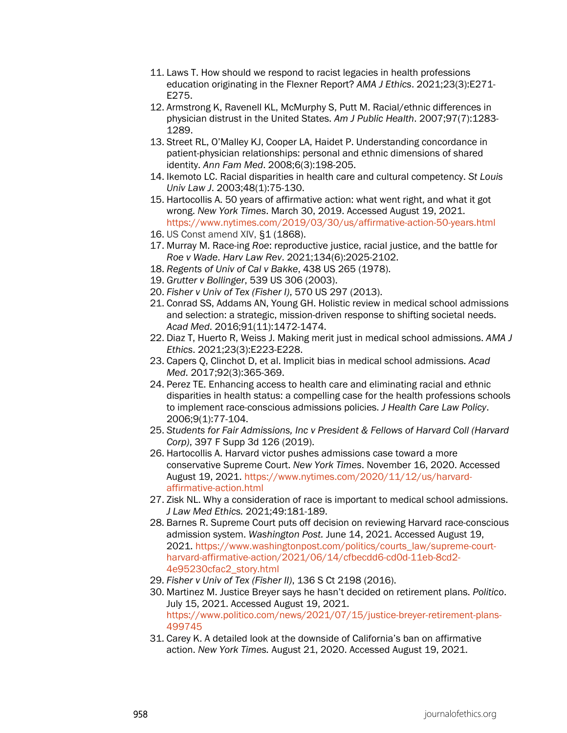11. Laws T. How should we respond to racist legacies in health professions education originating in the Flexner Report? *AMA J Ethics*. 2021;23(3):E271-E275.
12. Armstrong K, Ravenell KL, McMurphy S, Putt M. Racial/ethnic differences in physician distrust in the United States. *Am J Public Health*. 2007;97(7):1283-1289.
13. Street RL, O'Malley KJ, Cooper LA, Haidet P. Understanding concordance in patient-physician relationships: personal and ethnic dimensions of shared identity. *Ann Fam Med*. 2008;6(3):198-205.
14. Ikemoto LC. Racial disparities in health care and cultural competency. *St Louis Univ Law J*. 2003;48(1):75-130.
15. Hartocollis A. 50 years of affirmative action: what went right, and what it got wrong. *New York Times*. March 30, 2019. Accessed August 19, 2021. https://www.nytimes.com/2019/03/30/us/affirmative-action-50-years.html
16. US Const amend XIV, §1 (1868).
17. Murray M. Race-ing *Roe*: reproductive justice, racial justice, and the battle for *Roe v Wade*. *Harv Law Rev*. 2021;134(6):2025-2102.
18. *Regents of Univ of Cal v Bakke*, 438 US 265 (1978).
19. *Grutter v Bollinger*, 539 US 306 (2003).
20. *Fisher v Univ of Tex (Fisher I)*, 570 US 297 (2013).
21. Conrad SS, Addams AN, Young GH. Holistic review in medical school admissions and selection: a strategic, mission-driven response to shifting societal needs. *Acad Med*. 2016;91(11):1472-1474.
22. Diaz T, Huerto R, Weiss J. Making merit just in medical school admissions. *AMA J Ethics*. 2021;23(3):E223-E228.
23. Capers Q, Clinchot D, et al. Implicit bias in medical school admissions. *Acad Med*. 2017;92(3):365-369.
24. Perez TE. Enhancing access to health care and eliminating racial and ethnic disparities in health status: a compelling case for the health professions schools to implement race-conscious admissions policies. *J Health Care Law Policy*. 2006;9(1):77-104.
25. *Students for Fair Admissions, Inc v President & Fellows of Harvard Coll (Harvard Corp)*, 397 F Supp 3d 126 (2019).
26. Hartocollis A. Harvard victor pushes admissions case toward a more conservative Supreme Court. *New York Times*. November 16, 2020. Accessed August 19, 2021. https://www.nytimes.com/2020/11/12/us/harvard-affirmative-action.html
27. Zisk NL. Why a consideration of race is important to medical school admissions. *J Law Med Ethics.* 2021;49:181-189.
28. Barnes R. Supreme Court puts off decision on reviewing Harvard race-conscious admission system. *Washington Post.* June 14, 2021. Accessed August 19, 2021. https://www.washingtonpost.com/politics/courts_law/supreme-court-harvard-affirmative-action/2021/06/14/cfbecdd6-cd0d-11eb-8cd2-4e95230cfac2_story.html
29. *Fisher v Univ of Tex (Fisher II)*, 136 S Ct 2198 (2016).
30. Martinez M. Justice Breyer says he hasn't decided on retirement plans. *Politico*. July 15, 2021. Accessed August 19, 2021. https://www.politico.com/news/2021/07/15/justice-breyer-retirement-plans-499745
31. Carey K. A detailed look at the downside of California's ban on affirmative action. *New York Times.* August 21, 2020. Accessed August 19, 2021.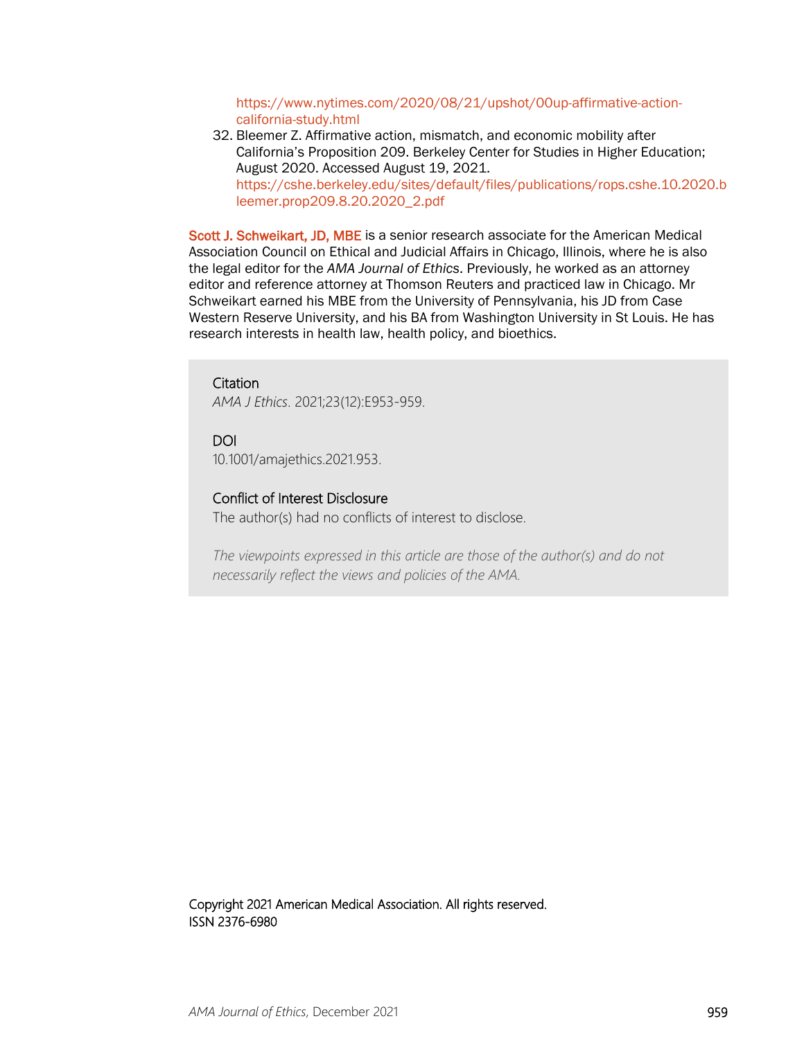https://www.nytimes.com/2020/08/21/upshot/00up-affirmative-action-california-study.html

32. Bleemer Z. Affirmative action, mismatch, and economic mobility after California's Proposition 209. Berkeley Center for Studies in Higher Education; August 2020. Accessed August 19, 2021. https://cshe.berkeley.edu/sites/default/files/publications/rops.cshe.10.2020.bleemer.prop209.8.20.2020_2.pdf

**Scott J. Schweikart, JD, MBE** is a senior research associate for the American Medical Association Council on Ethical and Judicial Affairs in Chicago, Illinois, where he is also the legal editor for the *AMA Journal of Ethics*. Previously, he worked as an attorney editor and reference attorney at Thomson Reuters and practiced law in Chicago. Mr Schweikart earned his MBE from the University of Pennsylvania, his JD from Case Western Reserve University, and his BA from Washington University in St Louis. He has research interests in health law, health policy, and bioethics.

**Citation**
*AMA J Ethics*. 2021;23(12):E953-959.

**DOI**
10.1001/amajethics.2021.953.

**Conflict of Interest Disclosure**
The author(s) had no conflicts of interest to disclose.

*The viewpoints expressed in this article are those of the author(s) and do not necessarily reflect the views and policies of the AMA.*

Copyright 2021 American Medical Association. All rights reserved.
ISSN 2376-6980